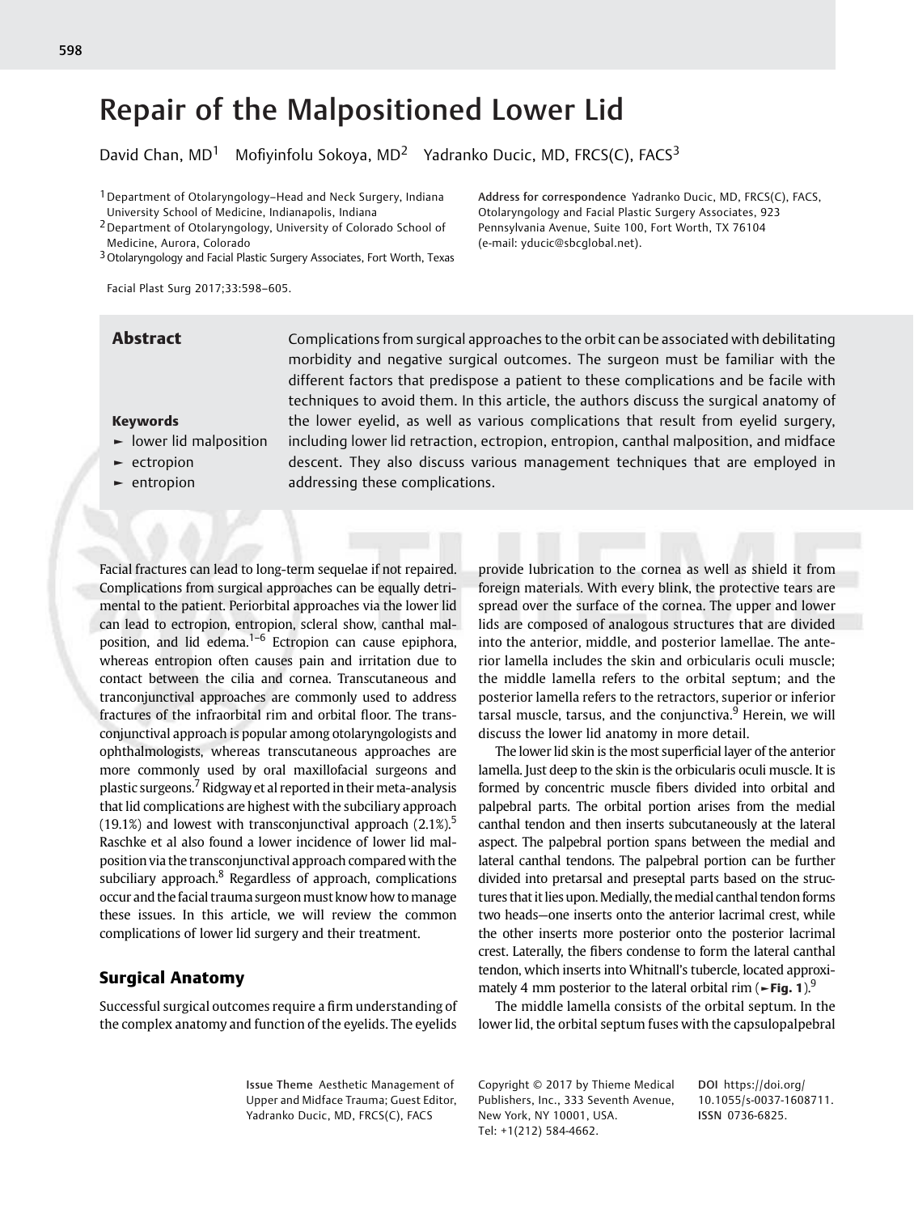# Repair of the Malpositioned Lower Lid

David Chan, MD[1] Mofiyinfolu Sokoya, MD[2] Yadranko Ducic, MD, FRCS(C), FACS[3]

[1] Department of Otolaryngology–Head and Neck Surgery, Indiana University School of Medicine, Indianapolis, Indiana
[2] Department of Otolaryngology, University of Colorado School of Medicine, Aurora, Colorado
[3] Otolaryngology and Facial Plastic Surgery Associates, Fort Worth, Texas

Address for correspondence Yadranko Ducic, MD, FRCS(C), FACS, Otolaryngology and Facial Plastic Surgery Associates, 923 Pennsylvania Avenue, Suite 100, Fort Worth, TX 76104 (e-mail: yducic@sbcglobal.net).

Facial Plast Surg 2017;33:598–605.

## Abstract

Complications from surgical approaches to the orbit can be associated with debilitating morbidity and negative surgical outcomes. The surgeon must be familiar with the different factors that predispose a patient to these complications and be facile with techniques to avoid them. In this article, the authors discuss the surgical anatomy of the lower eyelid, as well as various complications that result from eyelid surgery, including lower lid retraction, ectropion, entropion, canthal malposition, and midface descent. They also discuss various management techniques that are employed in addressing these complications.

**Keywords**

- lower lid malposition
- ectropion
- entropion

Facial fractures can lead to long-term sequelae if not repaired. Complications from surgical approaches can be equally detrimental to the patient. Periorbital approaches via the lower lid can lead to ectropion, entropion, scleral show, canthal malposition, and lid edema.[1–6] Ectropion can cause epiphora, whereas entropion often causes pain and irritation due to contact between the cilia and cornea. Transcutaneous and tranconjunctival approaches are commonly used to address fractures of the infraorbital rim and orbital floor. The transconjunctival approach is popular among otolaryngologists and ophthalmologists, whereas transcutaneous approaches are more commonly used by oral maxillofacial surgeons and plastic surgeons.[7] Ridgway et al reported in their meta-analysis that lid complications are highest with the subciliary approach (19.1%) and lowest with transconjunctival approach (2.1%).[5] Raschke et al also found a lower incidence of lower lid malposition via the transconjunctival approach compared with the subciliary approach.[8] Regardless of approach, complications occur and the facial trauma surgeon must know how to manage these issues. In this article, we will review the common complications of lower lid surgery and their treatment.

## Surgical Anatomy

Successful surgical outcomes require a firm understanding of the complex anatomy and function of the eyelids. The eyelids provide lubrication to the cornea as well as shield it from foreign materials. With every blink, the protective tears are spread over the surface of the cornea. The upper and lower lids are composed of analogous structures that are divided into the anterior, middle, and posterior lamellae. The anterior lamella includes the skin and orbicularis oculi muscle; the middle lamella refers to the orbital septum; and the posterior lamella refers to the retractors, superior or inferior tarsal muscle, tarsus, and the conjunctiva.[9] Herein, we will discuss the lower lid anatomy in more detail.

The lower lid skin is the most superficial layer of the anterior lamella. Just deep to the skin is the orbicularis oculi muscle. It is formed by concentric muscle fibers divided into orbital and palpebral parts. The orbital portion arises from the medial canthal tendon and then inserts subcutaneously at the lateral aspect. The palpebral portion spans between the medial and lateral canthal tendons. The palpebral portion can be further divided into pretarsal and preseptal parts based on the structures that it lies upon. Medially, the medial canthal tendon forms two heads—one inserts onto the anterior lacrimal crest, while the other inserts more posterior onto the posterior lacrimal crest. Laterally, the fibers condense to form the lateral canthal tendon, which inserts into Whitnall's tubercle, located approximately 4 mm posterior to the lateral orbital rim (►Fig. 1).[9]

The middle lamella consists of the orbital septum. In the lower lid, the orbital septum fuses with the capsulopalpebral

Issue Theme Aesthetic Management of Upper and Midface Trauma; Guest Editor, Yadranko Ducic, MD, FRCS(C), FACS

Copyright © 2017 by Thieme Medical Publishers, Inc., 333 Seventh Avenue, New York, NY 10001, USA. Tel: +1(212) 584-4662.

DOI https://doi.org/10.1055/s-0037-1608711. ISSN 0736-6825.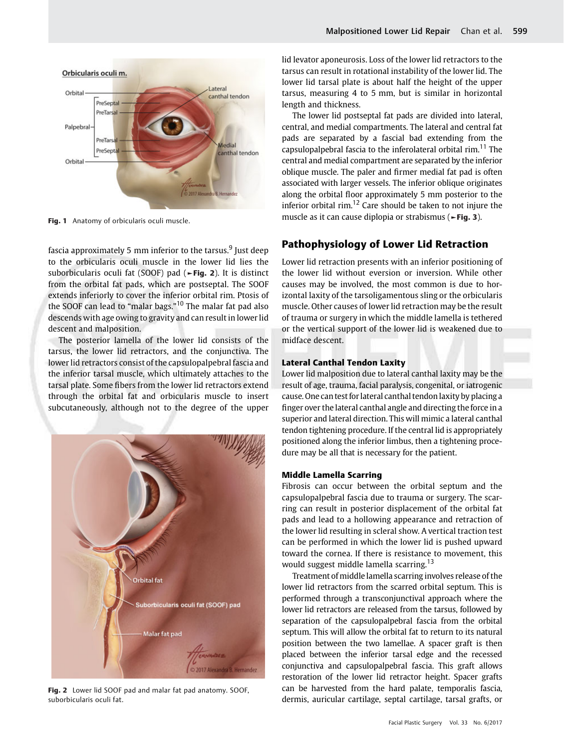Fig. 1 Anatomy of orbicularis oculi muscle.

fascia approximately 5 mm inferior to the tarsus.[9] Just deep to the orbicularis oculi muscle in the lower lid lies the suborbicularis oculi fat (SOOF) pad (►Fig. 2). It is distinct from the orbital fat pads, which are postseptal. The SOOF extends inferiorly to cover the inferior orbital rim. Ptosis of the SOOF can lead to "malar bags."[10] The malar fat pad also descends with age owing to gravity and can result in lower lid descent and malposition.

The posterior lamella of the lower lid consists of the tarsus, the lower lid retractors, and the conjunctiva. The lower lid retractors consist of the capsulopalpebral fascia and the inferior tarsal muscle, which ultimately attaches to the tarsal plate. Some fibers from the lower lid retractors extend through the orbital fat and orbicularis muscle to insert subcutaneously, although not to the degree of the upper lid levator aponeurosis. Loss of the lower lid retractors to the tarsus can result in rotational instability of the lower lid. The lower lid tarsal plate is about half the height of the upper tarsus, measuring 4 to 5 mm, but is similar in horizontal length and thickness.

The lower lid postseptal fat pads are divided into lateral, central, and medial compartments. The lateral and central fat pads are separated by a fascial bad extending from the capsulopalpebral fascia to the inferolateral orbital rim.[11] The central and medial compartment are separated by the inferior oblique muscle. The paler and firmer medial fat pad is often associated with larger vessels. The inferior oblique originates along the orbital floor approximately 5 mm posterior to the inferior orbital rim.[12] Care should be taken to not injure the muscle as it can cause diplopia or strabismus (►Fig. 3).

Fig. 2 Lower lid SOOF pad and malar fat pad anatomy. SOOF, suborbicularis oculi fat.

## Pathophysiology of Lower Lid Retraction

Lower lid retraction presents with an inferior positioning of the lower lid without eversion or inversion. While other causes may be involved, the most common is due to horizontal laxity of the tarsoligamentous sling or the orbicularis muscle. Other causes of lower lid retraction may be the result of trauma or surgery in which the middle lamella is tethered or the vertical support of the lower lid is weakened due to midface descent.

### Lateral Canthal Tendon Laxity

Lower lid malposition due to lateral canthal laxity may be the result of age, trauma, facial paralysis, congenital, or iatrogenic cause. One can test for lateral canthal tendon laxity by placing a finger over the lateral canthal angle and directing the force in a superior and lateral direction. This will mimic a lateral canthal tendon tightening procedure. If the central lid is appropriately positioned along the inferior limbus, then a tightening procedure may be all that is necessary for the patient.

### Middle Lamella Scarring

Fibrosis can occur between the orbital septum and the capsulopalpebral fascia due to trauma or surgery. The scarring can result in posterior displacement of the orbital fat pads and lead to a hollowing appearance and retraction of the lower lid resulting in scleral show. A vertical traction test can be performed in which the lower lid is pushed upward toward the cornea. If there is resistance to movement, this would suggest middle lamella scarring.[13]

Treatment of middle lamella scarring involves release of the lower lid retractors from the scarred orbital septum. This is performed through a transconjunctival approach where the lower lid retractors are released from the tarsus, followed by separation of the capsulopalpebral fascia from the orbital septum. This will allow the orbital fat to return to its natural position between the two lamellae. A spacer graft is then placed between the inferior tarsal edge and the recessed conjunctiva and capsulopalpebral fascia. This graft allows restoration of the lower lid retractor height. Spacer grafts can be harvested from the hard palate, temporalis fascia, dermis, auricular cartilage, septal cartilage, tarsal grafts, or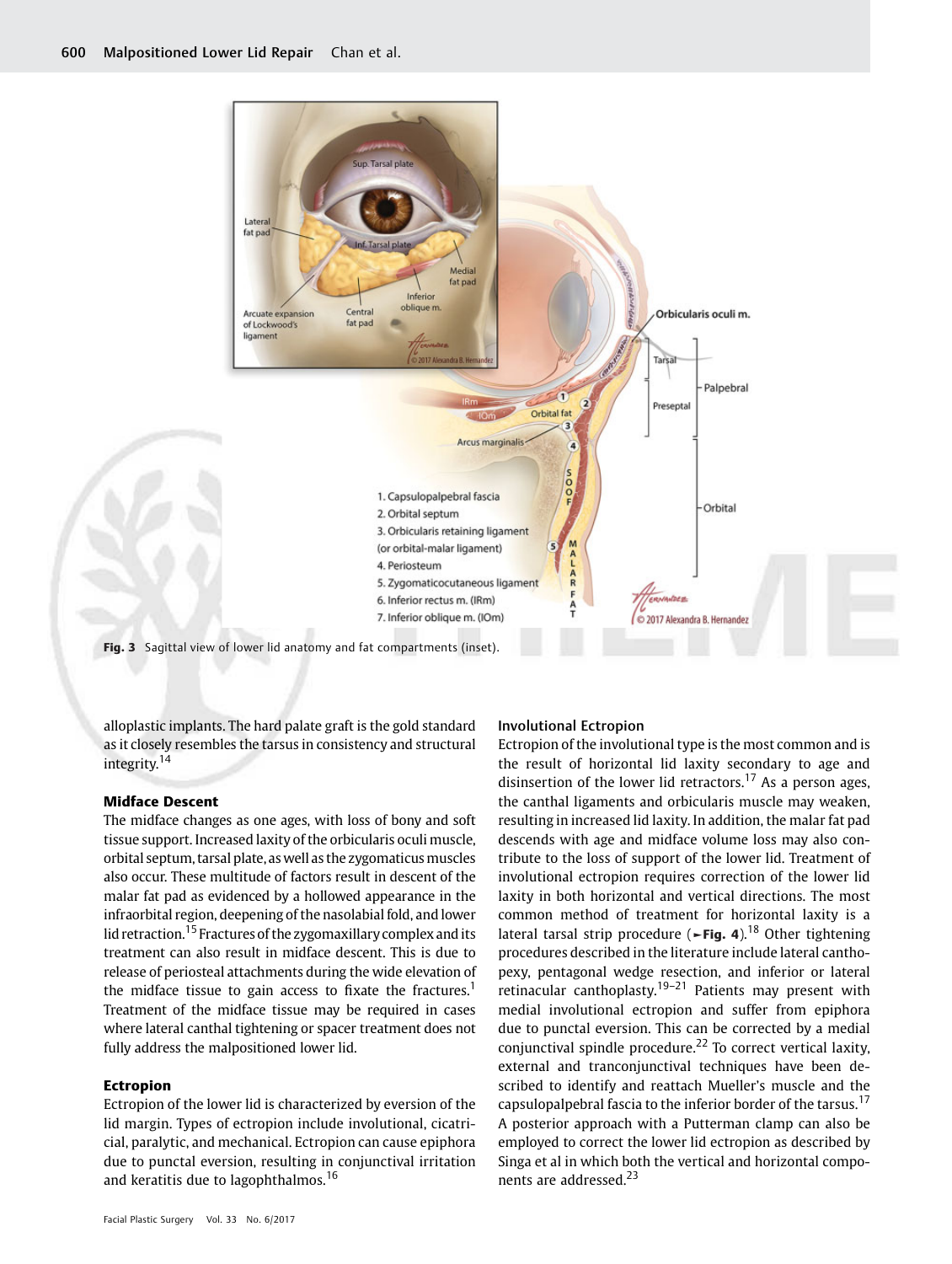Fig. 3 Sagittal view of lower lid anatomy and fat compartments (inset).

alloplastic implants. The hard palate graft is the gold standard as it closely resembles the tarsus in consistency and structural integrity.[14]

### Midface Descent

The midface changes as one ages, with loss of bony and soft tissue support. Increased laxity of the orbicularis oculi muscle, orbital septum, tarsal plate, as well as the zygomaticus muscles also occur. These multitude of factors result in descent of the malar fat pad as evidenced by a hollowed appearance in the infraorbital region, deepening of the nasolabial fold, and lower lid retraction.[15] Fractures of the zygomaxillary complex and its treatment can also result in midface descent. This is due to release of periosteal attachments during the wide elevation of the midface tissue to gain access to fixate the fractures.[1] Treatment of the midface tissue may be required in cases where lateral canthal tightening or spacer treatment does not fully address the malpositioned lower lid.

### Ectropion

Ectropion of the lower lid is characterized by eversion of the lid margin. Types of ectropion include involutional, cicatricial, paralytic, and mechanical. Ectropion can cause epiphora due to punctal eversion, resulting in conjunctival irritation and keratitis due to lagophthalmos.[16]

#### Involutional Ectropion

Ectropion of the involutional type is the most common and is the result of horizontal lid laxity secondary to age and disinsertion of the lower lid retractors.[17] As a person ages, the canthal ligaments and orbicularis muscle may weaken, resulting in increased lid laxity. In addition, the malar fat pad descends with age and midface volume loss may also contribute to the loss of support of the lower lid. Treatment of involutional ectropion requires correction of the lower lid laxity in both horizontal and vertical directions. The most common method of treatment for horizontal laxity is a lateral tarsal strip procedure (►Fig. 4).[18] Other tightening procedures described in the literature include lateral canthopexy, pentagonal wedge resection, and inferior or lateral retinacular canthoplasty.[19–21] Patients may present with medial involutional ectropion and suffer from epiphora due to punctal eversion. This can be corrected by a medial conjunctival spindle procedure.[22] To correct vertical laxity, external and tranconjunctival techniques have been described to identify and reattach Mueller's muscle and the capsulopalpebral fascia to the inferior border of the tarsus.[17] A posterior approach with a Putterman clamp can also be employed to correct the lower lid ectropion as described by Singa et al in which both the vertical and horizontal components are addressed.[23]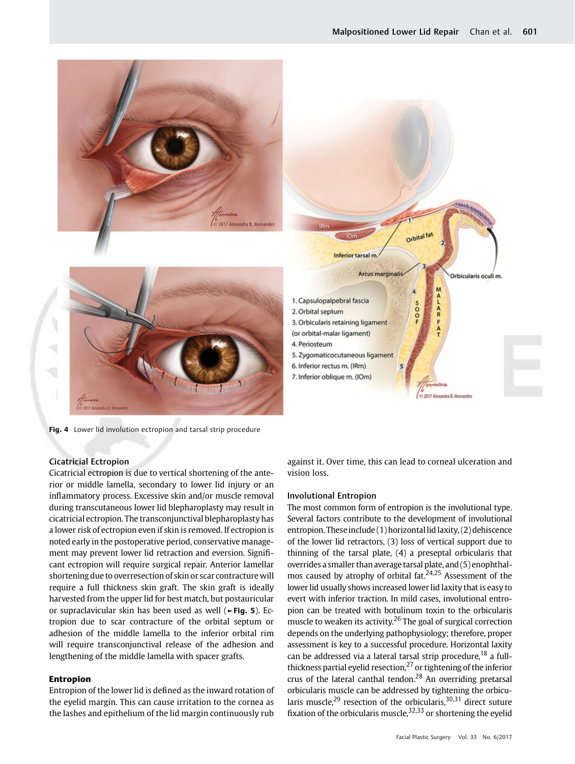Fig. 4 Lower lid involution ectropion and tarsal strip procedure

### Cicatricial Ectropion

Cicatricial ectropion is due to vertical shortening of the anterior or middle lamella, secondary to lower lid injury or an inflammatory process. Excessive skin and/or muscle removal during transcutaneous lower lid blepharoplasty may result in cicatricial ectropion. The transconjunctival blepharoplasty has a lower risk of ectropion even if skin is removed. If ectropion is noted early in the postoperative period, conservative management may prevent lower lid retraction and eversion. Significant ectropion will require surgical repair. Anterior lamellar shortening due to overresection of skin or scar contracture will require a full thickness skin graft. The skin graft is ideally harvested from the upper lid for best match, but postauricular or supraclavicular skin has been used as well (►Fig. 5). Ectropion due to scar contracture of the orbital septum or adhesion of the middle lamella to the inferior orbital rim will require transconjunctival release of the adhesion and lengthening of the middle lamella with spacer grafts.

## Entropion

Entropion of the lower lid is defined as the inward rotation of the eyelid margin. This can cause irritation to the cornea as the lashes and epithelium of the lid margin continuously rub against it. Over time, this can lead to corneal ulceration and vision loss.

### Involutional Entropion

The most common form of entropion is the involutional type. Several factors contribute to the development of involutional entropion. These include (1) horizontal lid laxity, (2) dehiscence of the lower lid retractors, (3) loss of vertical support due to thinning of the tarsal plate, (4) a preseptal orbicularis that overrides a smaller than average tarsal plate, and (5) enophthalmos caused by atrophy of orbital fat.[24,25] Assessment of the lower lid usually shows increased lower lid laxity that is easy to evert with inferior traction. In mild cases, involutional entropion can be treated with botulinum toxin to the orbicularis muscle to weaken its activity.[26] The goal of surgical correction depends on the underlying pathophysiology; therefore, proper assessment is key to a successful procedure. Horizontal laxity can be addressed via a lateral tarsal strip procedure,[18] a full-thickness partial eyelid resection,[27] or tightening of the inferior crus of the lateral canthal tendon.[28] An overriding pretarsal orbicularis muscle can be addressed by tightening the orbicularis muscle,[29] resection of the orbicularis,[30,31] direct suture fixation of the orbicularis muscle,[32,33] or shortening the eyelid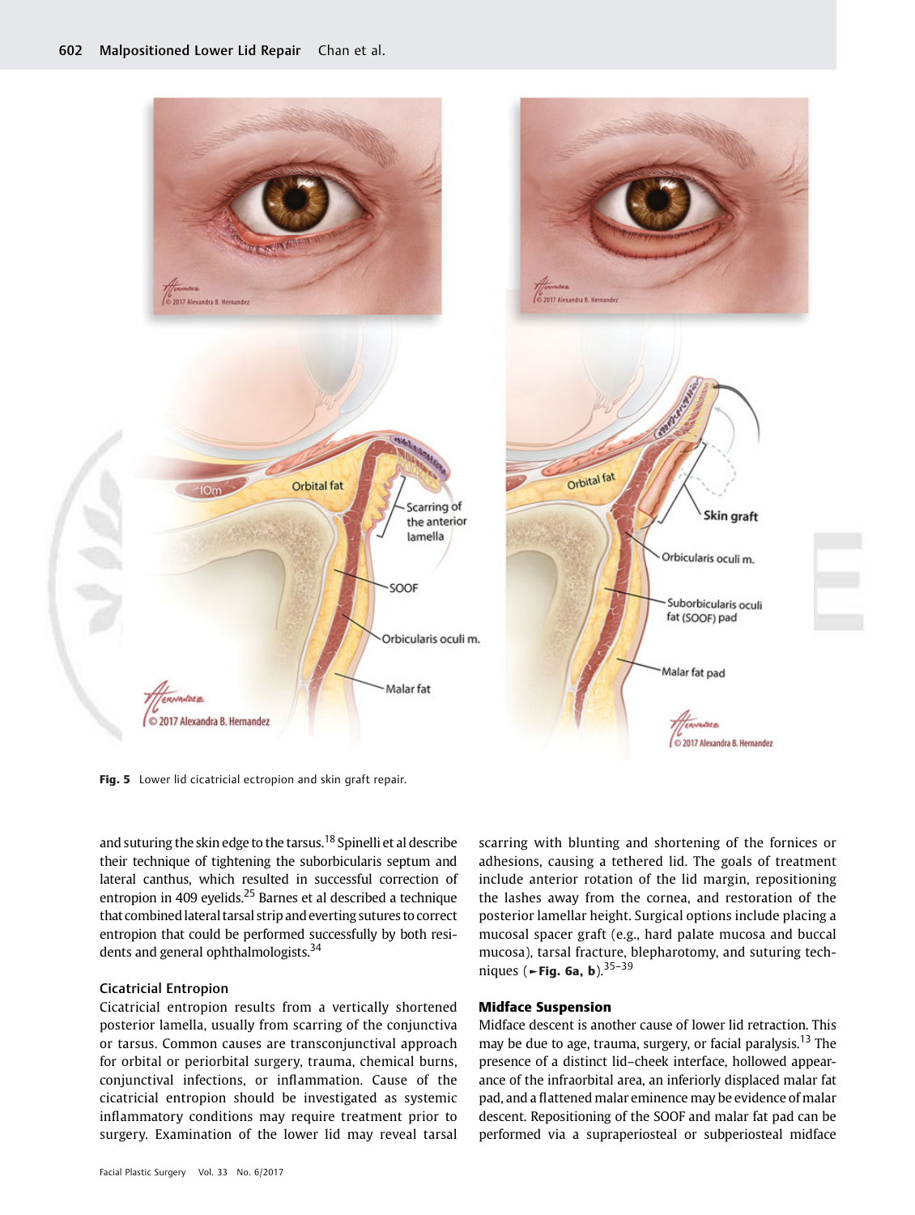Fig. 5 Lower lid cicatricial ectropion and skin graft repair.

and suturing the skin edge to the tarsus.[18] Spinelli et al describe their technique of tightening the suborbicularis septum and lateral canthus, which resulted in successful correction of entropion in 409 eyelids.[25] Barnes et al described a technique that combined lateral tarsal strip and everting sutures to correct entropion that could be performed successfully by both residents and general ophthalmologists.[34]

### Cicatricial Entropion

Cicatricial entropion results from a vertically shortened posterior lamella, usually from scarring of the conjunctiva or tarsus. Common causes are transconjunctival approach for orbital or periorbital surgery, trauma, chemical burns, conjunctival infections, or inflammation. Cause of the cicatricial entropion should be investigated as systemic inflammatory conditions may require treatment prior to surgery. Examination of the lower lid may reveal tarsal scarring with blunting and shortening of the fornices or adhesions, causing a tethered lid. The goals of treatment include anterior rotation of the lid margin, repositioning the lashes away from the cornea, and restoration of the posterior lamellar height. Surgical options include placing a mucosal spacer graft (e.g., hard palate mucosa and buccal mucosa), tarsal fracture, blepharotomy, and suturing techniques (►**Fig. 6a, b**).[35–39]

### Midface Suspension

Midface descent is another cause of lower lid retraction. This may be due to age, trauma, surgery, or facial paralysis.[13] The presence of a distinct lid–cheek interface, hollowed appearance of the infraorbital area, an inferiorly displaced malar fat pad, and a flattened malar eminence may be evidence of malar descent. Repositioning of the SOOF and malar fat pad can be performed via a supraperiosteal or subperiosteal midface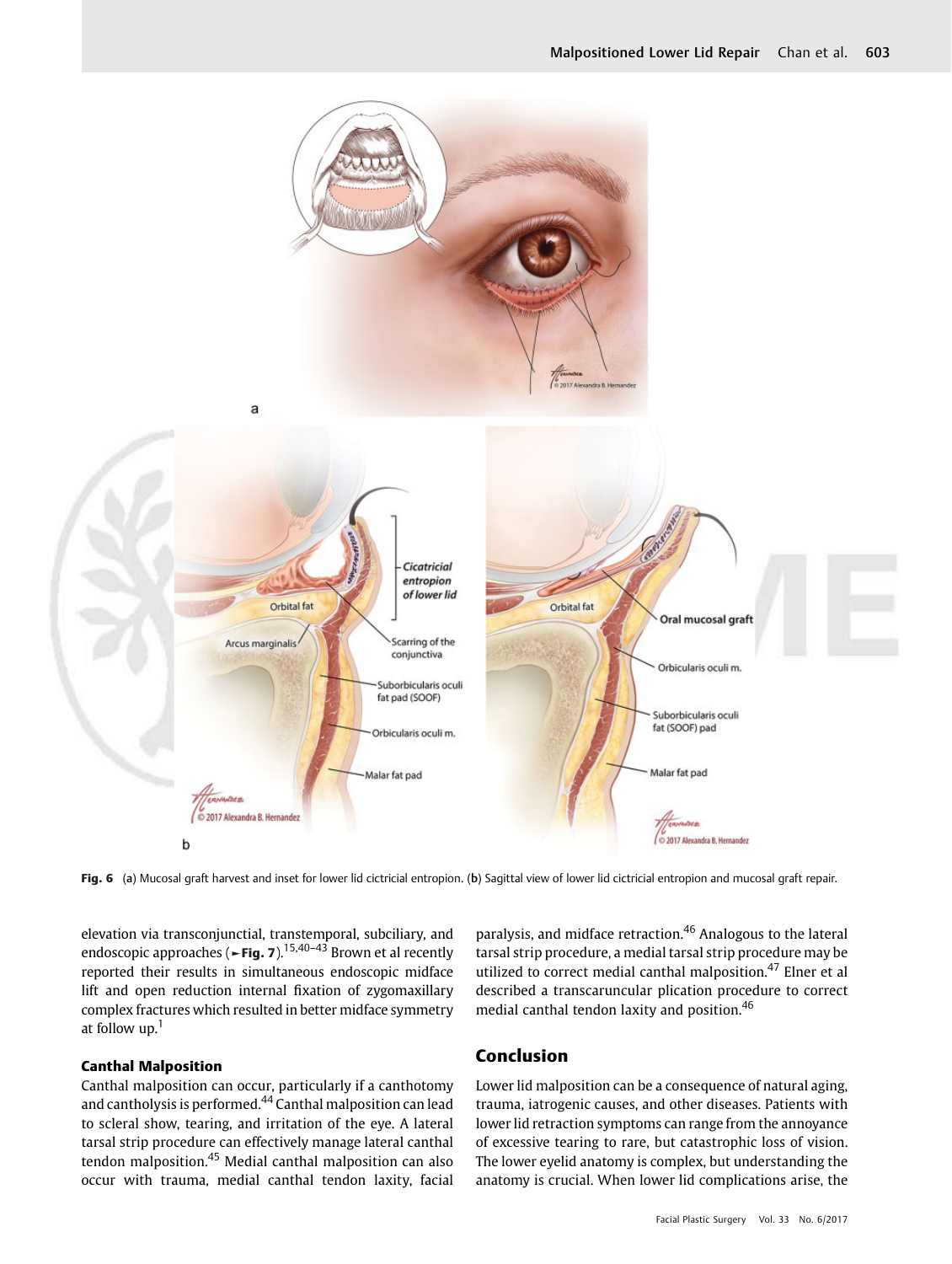Fig. 6 (a) Mucosal graft harvest and inset for lower lid cictricial entropion. (b) Sagittal view of lower lid cictricial entropion and mucosal graft repair.

elevation via transconjunctial, transtemporal, subciliary, and endoscopic approaches (► Fig. 7).[15,40–43] Brown et al recently reported their results in simultaneous endoscopic midface lift and open reduction internal fixation of zygomaxillary complex fractures which resulted in better midface symmetry at follow up.[1]

### Canthal Malposition

Canthal malposition can occur, particularly if a canthotomy and cantholysis is performed.[44] Canthal malposition can lead to scleral show, tearing, and irritation of the eye. A lateral tarsal strip procedure can effectively manage lateral canthal tendon malposition.[45] Medial canthal malposition can also occur with trauma, medial canthal tendon laxity, facial paralysis, and midface retraction.[46] Analogous to the lateral tarsal strip procedure, a medial tarsal strip procedure may be utilized to correct medial canthal malposition.[47] Elner et al described a transcaruncular plication procedure to correct medial canthal tendon laxity and position.[46]

## Conclusion

Lower lid malposition can be a consequence of natural aging, trauma, iatrogenic causes, and other diseases. Patients with lower lid retraction symptoms can range from the annoyance of excessive tearing to rare, but catastrophic loss of vision. The lower eyelid anatomy is complex, but understanding the anatomy is crucial. When lower lid complications arise, the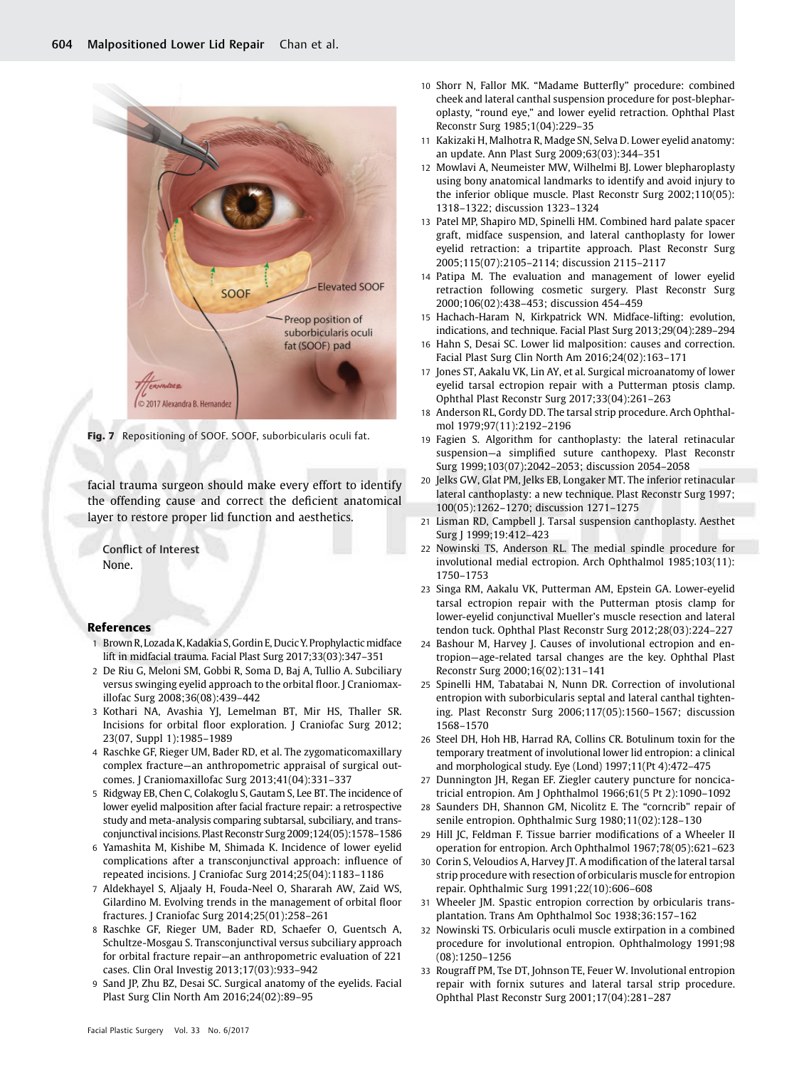Fig. 7 Repositioning of SOOF. SOOF, suborbicularis oculi fat.

facial trauma surgeon should make every effort to identify the offending cause and correct the deficient anatomical layer to restore proper lid function and aesthetics.

Conflict of Interest
None.

## References

1 Brown R, Lozada K, Kadakia S, Gordin E, Ducic Y. Prophylactic midface lift in midfacial trauma. Facial Plast Surg 2017;33(03):347–351

2 De Riu G, Meloni SM, Gobbi R, Soma D, Baj A, Tullio A. Subciliary versus swinging eyelid approach to the orbital floor. J Craniomaxillofac Surg 2008;36(08):439–442

3 Kothari NA, Avashia YJ, Lemelman BT, Mir HS, Thaller SR. Incisions for orbital floor exploration. J Craniofac Surg 2012; 23(07, Suppl 1):1985–1989

4 Raschke GF, Rieger UM, Bader RD, et al. The zygomaticomaxillary complex fracture—an anthropometric appraisal of surgical outcomes. J Craniomaxillofac Surg 2013;41(04):331–337

5 Ridgway EB, Chen C, Colakoglu S, Gautam S, Lee BT. The incidence of lower eyelid malposition after facial fracture repair: a retrospective study and meta-analysis comparing subtarsal, subciliary, and transconjunctival incisions. Plast Reconstr Surg 2009;124(05):1578–1586

6 Yamashita M, Kishibe M, Shimada K. Incidence of lower eyelid complications after a transconjunctival approach: influence of repeated incisions. J Craniofac Surg 2014;25(04):1183–1186

7 Aldekhayel S, Aljaaly H, Fouda-Neel O, Shararah AW, Zaid WS, Gilardino M. Evolving trends in the management of orbital floor fractures. J Craniofac Surg 2014;25(01):258–261

8 Raschke GF, Rieger UM, Bader RD, Schaefer O, Guentsch A, Schultze-Mosgau S. Transconjunctival versus subciliary approach for orbital fracture repair—an anthropometric evaluation of 221 cases. Clin Oral Investig 2013;17(03):933–942

9 Sand JP, Zhu BZ, Desai SC. Surgical anatomy of the eyelids. Facial Plast Surg Clin North Am 2016;24(02):89–95

10 Shorr N, Fallor MK. "Madame Butterfly" procedure: combined cheek and lateral canthal suspension procedure for post-blepharoplasty, "round eye," and lower eyelid retraction. Ophthal Plast Reconstr Surg 1985;1(04):229–35

11 Kakizaki H, Malhotra R, Madge SN, Selva D. Lower eyelid anatomy: an update. Ann Plast Surg 2009;63(03):344–351

12 Mowlavi A, Neumeister MW, Wilhelmi BJ. Lower blepharoplasty using bony anatomical landmarks to identify and avoid injury to the inferior oblique muscle. Plast Reconstr Surg 2002;110(05): 1318–1322; discussion 1323–1324

13 Patel MP, Shapiro MD, Spinelli HM. Combined hard palate spacer graft, midface suspension, and lateral canthoplasty for lower eyelid retraction: a tripartite approach. Plast Reconstr Surg 2005;115(07):2105–2114; discussion 2115–2117

14 Patipa M. The evaluation and management of lower eyelid retraction following cosmetic surgery. Plast Reconstr Surg 2000;106(02):438–453; discussion 454–459

15 Hachach-Haram N, Kirkpatrick WN. Midface-lifting: evolution, indications, and technique. Facial Plast Surg 2013;29(04):289–294

16 Hahn S, Desai SC. Lower lid malposition: causes and correction. Facial Plast Surg Clin North Am 2016;24(02):163–171

17 Jones ST, Aakalu VK, Lin AY, et al. Surgical microanatomy of lower eyelid tarsal ectropion repair with a Putterman ptosis clamp. Ophthal Plast Reconstr Surg 2017;33(04):261–263

18 Anderson RL, Gordy DD. The tarsal strip procedure. Arch Ophthalmol 1979;97(11):2192–2196

19 Fagien S. Algorithm for canthoplasty: the lateral retinacular suspension—a simplified suture canthopexy. Plast Reconstr Surg 1999;103(07):2042–2053; discussion 2054–2058

20 Jelks GW, Glat PM, Jelks EB, Longaker MT. The inferior retinacular lateral canthoplasty: a new technique. Plast Reconstr Surg 1997; 100(05):1262–1270; discussion 1271–1275

21 Lisman RD, Campbell J. Tarsal suspension canthoplasty. Aesthet Surg J 1999;19:412–423

22 Nowinski TS, Anderson RL. The medial spindle procedure for involutional medial ectropion. Arch Ophthalmol 1985;103(11): 1750–1753

23 Singa RM, Aakalu VK, Putterman AM, Epstein GA. Lower-eyelid tarsal ectropion repair with the Putterman ptosis clamp for lower-eyelid conjunctival Mueller's muscle resection and lateral tendon tuck. Ophthal Plast Reconstr Surg 2012;28(03):224–227

24 Bashour M, Harvey J. Causes of involutional ectropion and entropion—age-related tarsal changes are the key. Ophthal Plast Reconstr Surg 2000;16(02):131–141

25 Spinelli HM, Tabatabai N, Nunn DR. Correction of involutional entropion with suborbicularis septal and lateral canthal tightening. Plast Reconstr Surg 2006;117(05):1560–1567; discussion 1568–1570

26 Steel DH, Hoh HB, Harrad RA, Collins CR. Botulinum toxin for the temporary treatment of involutional lower lid entropion: a clinical and morphological study. Eye (Lond) 1997;11(Pt 4):472–475

27 Dunnington JH, Regan EF. Ziegler cautery puncture for noncicatricial entropion. Am J Ophthalmol 1966;61(5 Pt 2):1090–1092

28 Saunders DH, Shannon GM, Nicolitz E. The "corncrib" repair of senile entropion. Ophthalmic Surg 1980;11(02):128–130

29 Hill JC, Feldman F. Tissue barrier modifications of a Wheeler II operation for entropion. Arch Ophthalmol 1967;78(05):621–623

30 Corin S, Veloudios A, Harvey JT. A modification of the lateral tarsal strip procedure with resection of orbicularis muscle for entropion repair. Ophthalmic Surg 1991;22(10):606–608

31 Wheeler JM. Spastic entropion correction by orbicularis transplantation. Trans Am Ophthalmol Soc 1938;36:157–162

32 Nowinski TS. Orbicularis oculi muscle extirpation in a combined procedure for involutional entropion. Ophthalmology 1991;98 (08):1250–1256

33 Rougraff PM, Tse DT, Johnson TE, Feuer W. Involutional entropion repair with fornix sutures and lateral tarsal strip procedure. Ophthal Plast Reconstr Surg 2001;17(04):281–287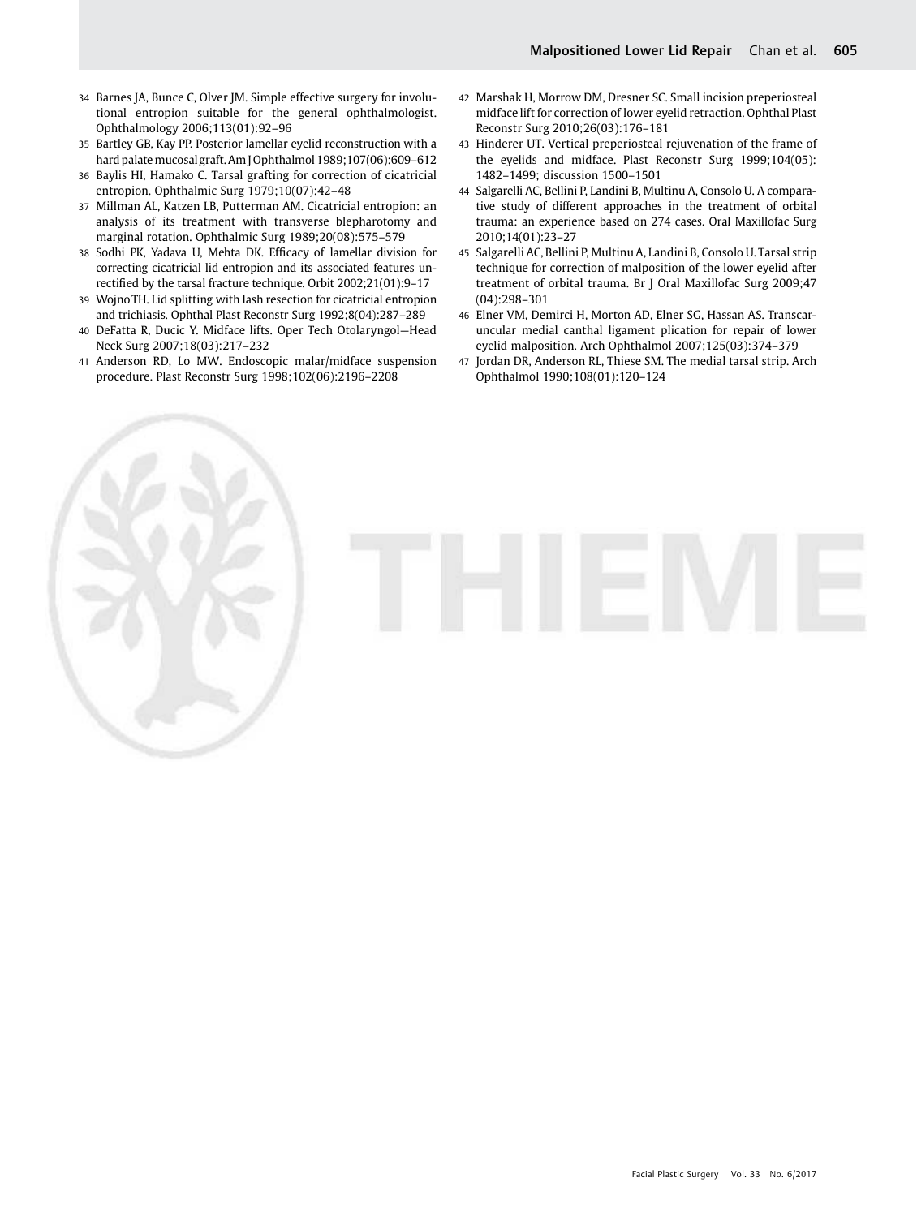34 Barnes JA, Bunce C, Olver JM. Simple effective surgery for involutional entropion suitable for the general ophthalmologist. Ophthalmology 2006;113(01):92–96

35 Bartley GB, Kay PP. Posterior lamellar eyelid reconstruction with a hard palate mucosal graft. Am J Ophthalmol 1989;107(06):609–612

36 Baylis HI, Hamako C. Tarsal grafting for correction of cicatricial entropion. Ophthalmic Surg 1979;10(07):42–48

37 Millman AL, Katzen LB, Putterman AM. Cicatricial entropion: an analysis of its treatment with transverse blepharotomy and marginal rotation. Ophthalmic Surg 1989;20(08):575–579

38 Sodhi PK, Yadava U, Mehta DK. Efficacy of lamellar division for correcting cicatricial lid entropion and its associated features unrectified by the tarsal fracture technique. Orbit 2002;21(01):9–17

39 Wojno TH. Lid splitting with lash resection for cicatricial entropion and trichiasis. Ophthal Plast Reconstr Surg 1992;8(04):287–289

40 DeFatta R, Ducic Y. Midface lifts. Oper Tech Otolaryngol—Head Neck Surg 2007;18(03):217–232

41 Anderson RD, Lo MW. Endoscopic malar/midface suspension procedure. Plast Reconstr Surg 1998;102(06):2196–2208

42 Marshak H, Morrow DM, Dresner SC. Small incision preperiosteal midface lift for correction of lower eyelid retraction. Ophthal Plast Reconstr Surg 2010;26(03):176–181

43 Hinderer UT. Vertical preperiosteal rejuvenation of the frame of the eyelids and midface. Plast Reconstr Surg 1999;104(05): 1482–1499; discussion 1500–1501

44 Salgarelli AC, Bellini P, Landini B, Multinu A, Consolo U. A comparative study of different approaches in the treatment of orbital trauma: an experience based on 274 cases. Oral Maxillofac Surg 2010;14(01):23–27

45 Salgarelli AC, Bellini P, Multinu A, Landini B, Consolo U. Tarsal strip technique for correction of malposition of the lower eyelid after treatment of orbital trauma. Br J Oral Maxillofac Surg 2009;47 (04):298–301

46 Elner VM, Demirci H, Morton AD, Elner SG, Hassan AS. Transcaruncular medial canthal ligament plication for repair of lower eyelid malposition. Arch Ophthalmol 2007;125(03):374–379

47 Jordan DR, Anderson RL, Thiese SM. The medial tarsal strip. Arch Ophthalmol 1990;108(01):120–124